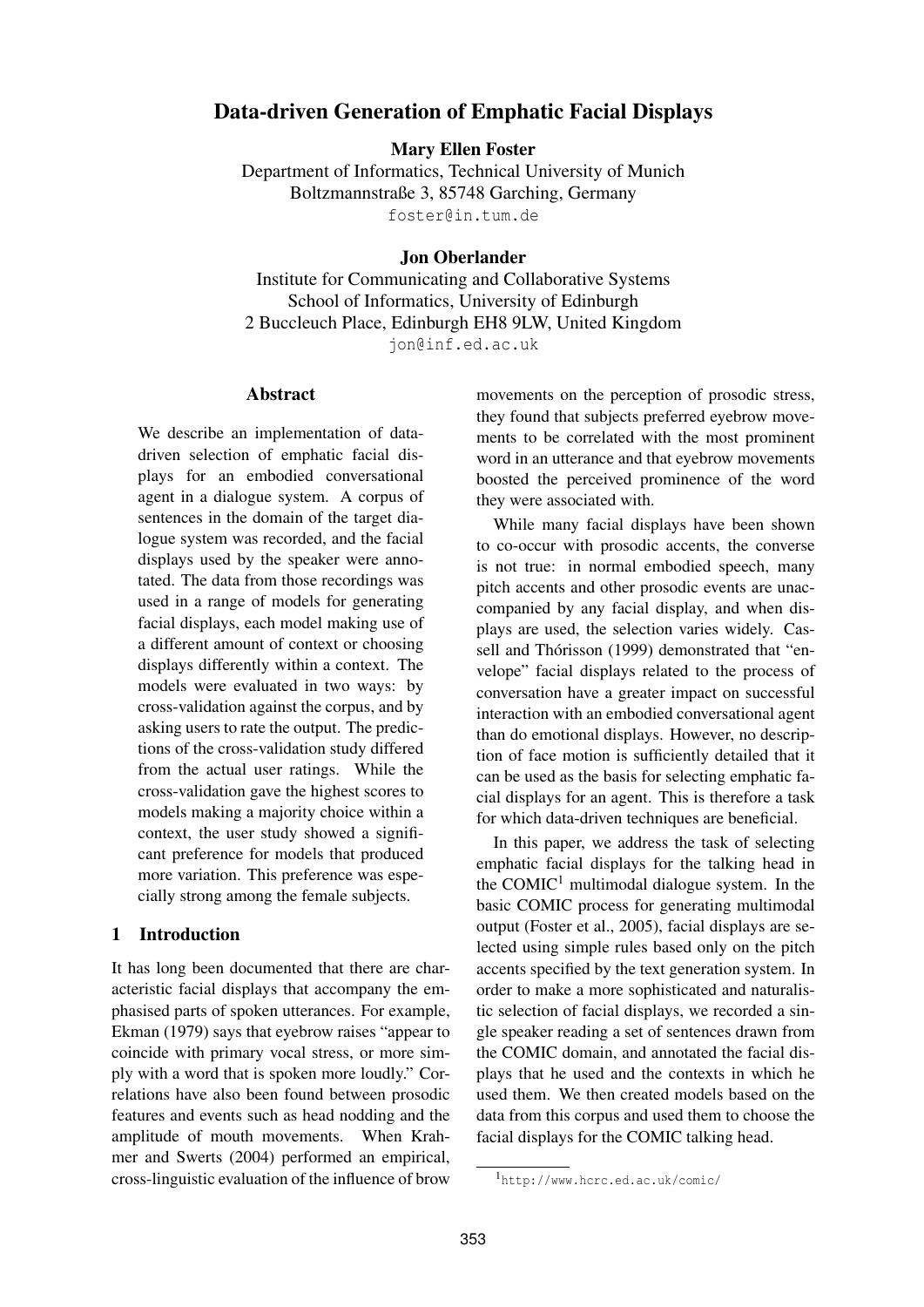# Data-driven Generation of Emphatic Facial Displays

**Mary Ellen Foster**
Department of Informatics, Technical University of Munich
Boltzmannstraße 3, 85748 Garching, Germany
foster@in.tum.de

**Jon Oberlander**
Institute for Communicating and Collaborative Systems
School of Informatics, University of Edinburgh
2 Buccleuch Place, Edinburgh EH8 9LW, United Kingdom
jon@inf.ed.ac.uk

## Abstract

We describe an implementation of data-driven selection of emphatic facial displays for an embodied conversational agent in a dialogue system. A corpus of sentences in the domain of the target dialogue system was recorded, and the facial displays used by the speaker were annotated. The data from those recordings was used in a range of models for generating facial displays, each model making use of a different amount of context or choosing displays differently within a context. The models were evaluated in two ways: by cross-validation against the corpus, and by asking users to rate the output. The predictions of the cross-validation study differed from the actual user ratings. While the cross-validation gave the highest scores to models making a majority choice within a context, the user study showed a significant preference for models that produced more variation. This preference was especially strong among the female subjects.

## 1 Introduction

It has long been documented that there are characteristic facial displays that accompany the emphasised parts of spoken utterances. For example, Ekman (1979) says that eyebrow raises "appear to coincide with primary vocal stress, or more simply with a word that is spoken more loudly." Correlations have also been found between prosodic features and events such as head nodding and the amplitude of mouth movements. When Krahmer and Swerts (2004) performed an empirical, cross-linguistic evaluation of the influence of brow movements on the perception of prosodic stress, they found that subjects preferred eyebrow movements to be correlated with the most prominent word in an utterance and that eyebrow movements boosted the perceived prominence of the word they were associated with.

While many facial displays have been shown to co-occur with prosodic accents, the converse is not true: in normal embodied speech, many pitch accents and other prosodic events are unaccompanied by any facial display, and when displays are used, the selection varies widely. Cassell and Thórisson (1999) demonstrated that "envelope" facial displays related to the process of conversation have a greater impact on successful interaction with an embodied conversational agent than do emotional displays. However, no description of face motion is sufficiently detailed that it can be used as the basis for selecting emphatic facial displays for an agent. This is therefore a task for which data-driven techniques are beneficial.

In this paper, we address the task of selecting emphatic facial displays for the talking head in the COMIC[1] multimodal dialogue system. In the basic COMIC process for generating multimodal output (Foster et al., 2005), facial displays are selected using simple rules based only on the pitch accents specified by the text generation system. In order to make a more sophisticated and naturalistic selection of facial displays, we recorded a single speaker reading a set of sentences drawn from the COMIC domain, and annotated the facial displays that he used and the contexts in which he used them. We then created models based on the data from this corpus and used them to choose the facial displays for the COMIC talking head.

[1] http://www.hcrc.ed.ac.uk/comic/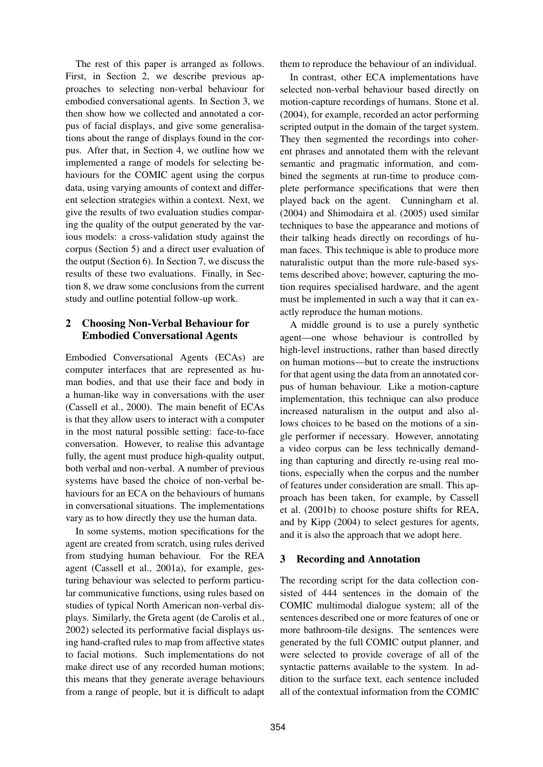The rest of this paper is arranged as follows. First, in Section 2, we describe previous approaches to selecting non-verbal behaviour for embodied conversational agents. In Section 3, we then show how we collected and annotated a corpus of facial displays, and give some generalisations about the range of displays found in the corpus. After that, in Section 4, we outline how we implemented a range of models for selecting behaviours for the COMIC agent using the corpus data, using varying amounts of context and different selection strategies within a context. Next, we give the results of two evaluation studies comparing the quality of the output generated by the various models: a cross-validation study against the corpus (Section 5) and a direct user evaluation of the output (Section 6). In Section 7, we discuss the results of these two evaluations. Finally, in Section 8, we draw some conclusions from the current study and outline potential follow-up work.

## 2 Choosing Non-Verbal Behaviour for Embodied Conversational Agents

Embodied Conversational Agents (ECAs) are computer interfaces that are represented as human bodies, and that use their face and body in a human-like way in conversations with the user (Cassell et al., 2000). The main benefit of ECAs is that they allow users to interact with a computer in the most natural possible setting: face-to-face conversation. However, to realise this advantage fully, the agent must produce high-quality output, both verbal and non-verbal. A number of previous systems have based the choice of non-verbal behaviours for an ECA on the behaviours of humans in conversational situations. The implementations vary as to how directly they use the human data.

In some systems, motion specifications for the agent are created from scratch, using rules derived from studying human behaviour. For the REA agent (Cassell et al., 2001a), for example, gesturing behaviour was selected to perform particular communicative functions, using rules based on studies of typical North American non-verbal displays. Similarly, the Greta agent (de Carolis et al., 2002) selected its performative facial displays using hand-crafted rules to map from affective states to facial motions. Such implementations do not make direct use of any recorded human motions; this means that they generate average behaviours from a range of people, but it is difficult to adapt them to reproduce the behaviour of an individual.

In contrast, other ECA implementations have selected non-verbal behaviour based directly on motion-capture recordings of humans. Stone et al. (2004), for example, recorded an actor performing scripted output in the domain of the target system. They then segmented the recordings into coherent phrases and annotated them with the relevant semantic and pragmatic information, and combined the segments at run-time to produce complete performance specifications that were then played back on the agent. Cunningham et al. (2004) and Shimodaira et al. (2005) used similar techniques to base the appearance and motions of their talking heads directly on recordings of human faces. This technique is able to produce more naturalistic output than the more rule-based systems described above; however, capturing the motion requires specialised hardware, and the agent must be implemented in such a way that it can exactly reproduce the human motions.

A middle ground is to use a purely synthetic agent—one whose behaviour is controlled by high-level instructions, rather than based directly on human motions—but to create the instructions for that agent using the data from an annotated corpus of human behaviour. Like a motion-capture implementation, this technique can also produce increased naturalism in the output and also allows choices to be based on the motions of a single performer if necessary. However, annotating a video corpus can be less technically demanding than capturing and directly re-using real motions, especially when the corpus and the number of features under consideration are small. This approach has been taken, for example, by Cassell et al. (2001b) to choose posture shifts for REA, and by Kipp (2004) to select gestures for agents, and it is also the approach that we adopt here.

## 3 Recording and Annotation

The recording script for the data collection consisted of 444 sentences in the domain of the COMIC multimodal dialogue system; all of the sentences described one or more features of one or more bathroom-tile designs. The sentences were generated by the full COMIC output planner, and were selected to provide coverage of all of the syntactic patterns available to the system. In addition to the surface text, each sentence included all of the contextual information from the COMIC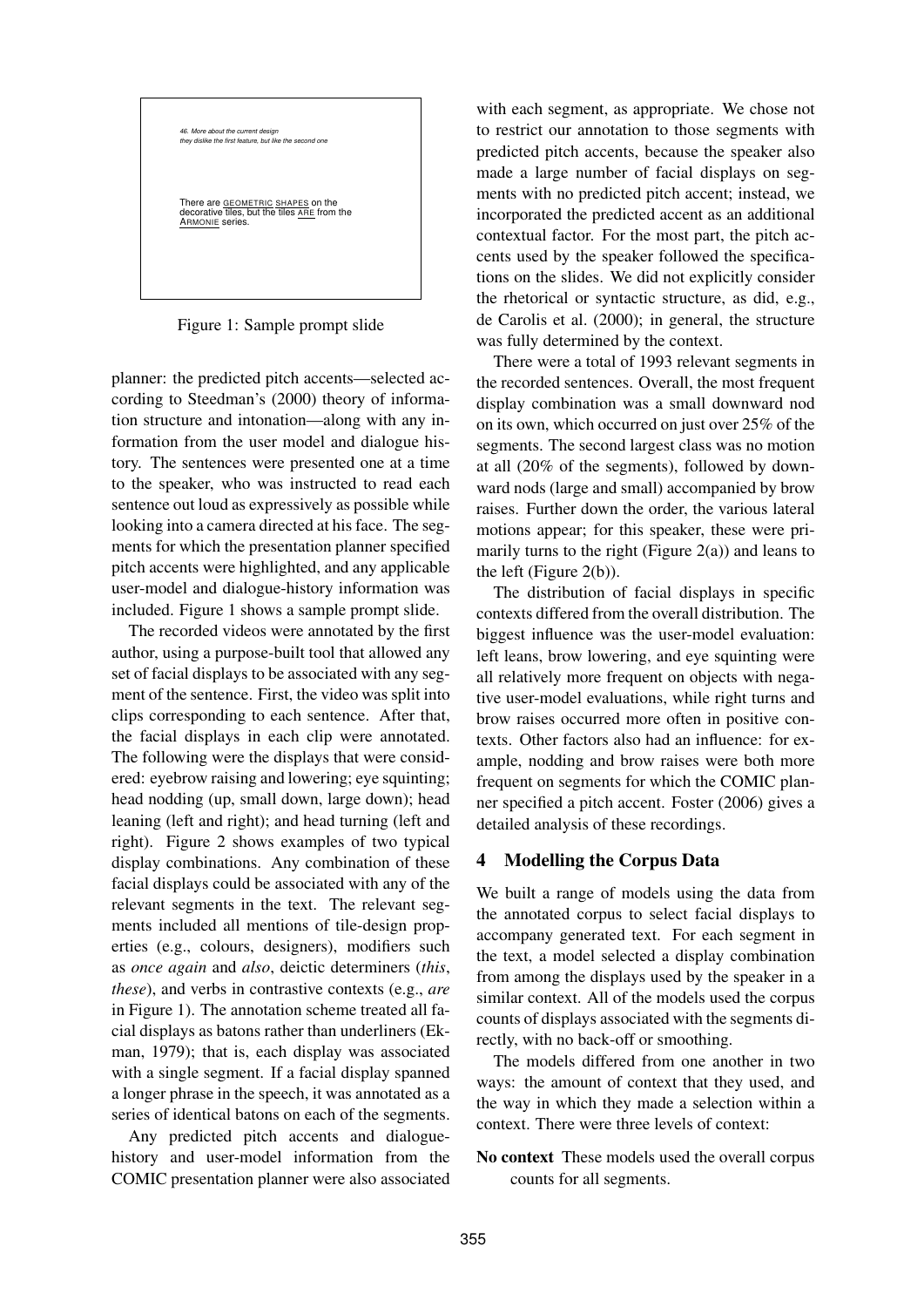46. More about the current design
they dislike the first feature, but like the second one

There are GEOMETRIC SHAPES on the decorative tiles, but the tiles ARE from the ARMONIE series.

Figure 1: Sample prompt slide

planner: the predicted pitch accents—selected according to Steedman's (2000) theory of information structure and intonation—along with any information from the user model and dialogue history. The sentences were presented one at a time to the speaker, who was instructed to read each sentence out loud as expressively as possible while looking into a camera directed at his face. The segments for which the presentation planner specified pitch accents were highlighted, and any applicable user-model and dialogue-history information was included. Figure 1 shows a sample prompt slide.

The recorded videos were annotated by the first author, using a purpose-built tool that allowed any set of facial displays to be associated with any segment of the sentence. First, the video was split into clips corresponding to each sentence. After that, the facial displays in each clip were annotated. The following were the displays that were considered: eyebrow raising and lowering; eye squinting; head nodding (up, small down, large down); head leaning (left and right); and head turning (left and right). Figure 2 shows examples of two typical display combinations. Any combination of these facial displays could be associated with any of the relevant segments in the text. The relevant segments included all mentions of tile-design properties (e.g., colours, designers), modifiers such as *once again* and *also*, deictic determiners (*this*, *these*), and verbs in contrastive contexts (e.g., *are* in Figure 1). The annotation scheme treated all facial displays as batons rather than underliners (Ekman, 1979); that is, each display was associated with a single segment. If a facial display spanned a longer phrase in the speech, it was annotated as a series of identical batons on each of the segments.

Any predicted pitch accents and dialogue-history and user-model information from the COMIC presentation planner were also associated with each segment, as appropriate. We chose not to restrict our annotation to those segments with predicted pitch accents, because the speaker also made a large number of facial displays on segments with no predicted pitch accent; instead, we incorporated the predicted accent as an additional contextual factor. For the most part, the pitch accents used by the speaker followed the specifications on the slides. We did not explicitly consider the rhetorical or syntactic structure, as did, e.g., de Carolis et al. (2000); in general, the structure was fully determined by the context.

There were a total of 1993 relevant segments in the recorded sentences. Overall, the most frequent display combination was a small downward nod on its own, which occurred on just over 25% of the segments. The second largest class was no motion at all (20% of the segments), followed by downward nods (large and small) accompanied by brow raises. Further down the order, the various lateral motions appear; for this speaker, these were primarily turns to the right (Figure 2(a)) and leans to the left (Figure 2(b)).

The distribution of facial displays in specific contexts differed from the overall distribution. The biggest influence was the user-model evaluation: left leans, brow lowering, and eye squinting were all relatively more frequent on objects with negative user-model evaluations, while right turns and brow raises occurred more often in positive contexts. Other factors also had an influence: for example, nodding and brow raises were both more frequent on segments for which the COMIC planner specified a pitch accent. Foster (2006) gives a detailed analysis of these recordings.

## 4 Modelling the Corpus Data

We built a range of models using the data from the annotated corpus to select facial displays to accompany generated text. For each segment in the text, a model selected a display combination from among the displays used by the speaker in a similar context. All of the models used the corpus counts of displays associated with the segments directly, with no back-off or smoothing.

The models differed from one another in two ways: the amount of context that they used, and the way in which they made a selection within a context. There were three levels of context:

**No context** These models used the overall corpus counts for all segments.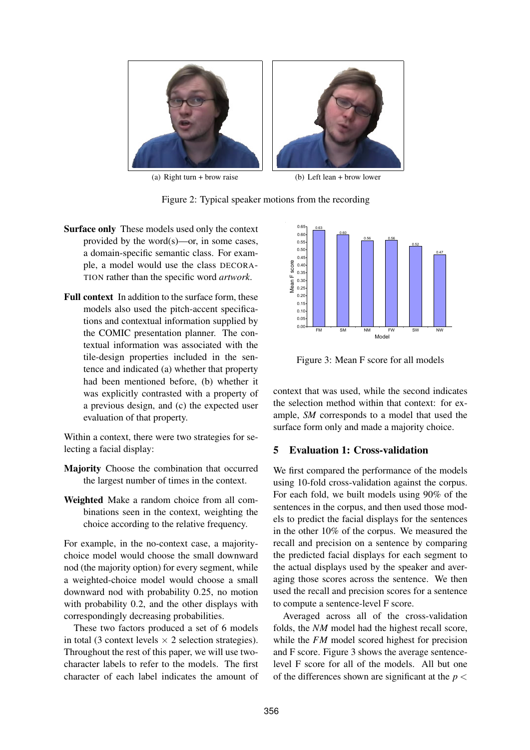(a) Right turn + brow raise

(b) Left lean + brow lower

Figure 2: Typical speaker motions from the recording

**Surface only** These models used only the context provided by the word(s)—or, in some cases, a domain-specific semantic class. For example, a model would use the class DECORATION rather than the specific word *artwork*.

**Full context** In addition to the surface form, these models also used the pitch-accent specifications and contextual information supplied by the COMIC presentation planner. The contextual information was associated with the tile-design properties included in the sentence and indicated (a) whether that property had been mentioned before, (b) whether it was explicitly contrasted with a property of a previous design, and (c) the expected user evaluation of that property.

Within a context, there were two strategies for selecting a facial display:

**Majority** Choose the combination that occurred the largest number of times in the context.

**Weighted** Make a random choice from all combinations seen in the context, weighting the choice according to the relative frequency.

For example, in the no-context case, a majority-choice model would choose the small downward nod (the majority option) for every segment, while a weighted-choice model would choose a small downward nod with probability 0.25, no motion with probability 0.2, and the other displays with correspondingly decreasing probabilities.

These two factors produced a set of 6 models in total (3 context levels $\times$ 2 selection strategies). Throughout the rest of this paper, we will use two-character labels to refer to the models. The first character of each label indicates the amount of context that was used, while the second indicates the selection method within that context: for example, *SM* corresponds to a model that used the surface form only and made a majority choice.

Figure 3: Mean F score for all models

## 5 Evaluation 1: Cross-validation

We first compared the performance of the models using 10-fold cross-validation against the corpus. For each fold, we built models using 90% of the sentences in the corpus, and then used those models to predict the facial displays for the sentences in the other 10% of the corpus. We measured the recall and precision on a sentence by comparing the predicted facial displays for each segment to the actual displays used by the speaker and averaging those scores across the sentence. We then used the recall and precision scores for a sentence to compute a sentence-level F score.

Averaged across all of the cross-validation folds, the *NM* model had the highest recall score, while the *FM* model scored highest for precision and F score. Figure 3 shows the average sentence-level F score for all of the models. All but one of the differences shown are significant at the $p <$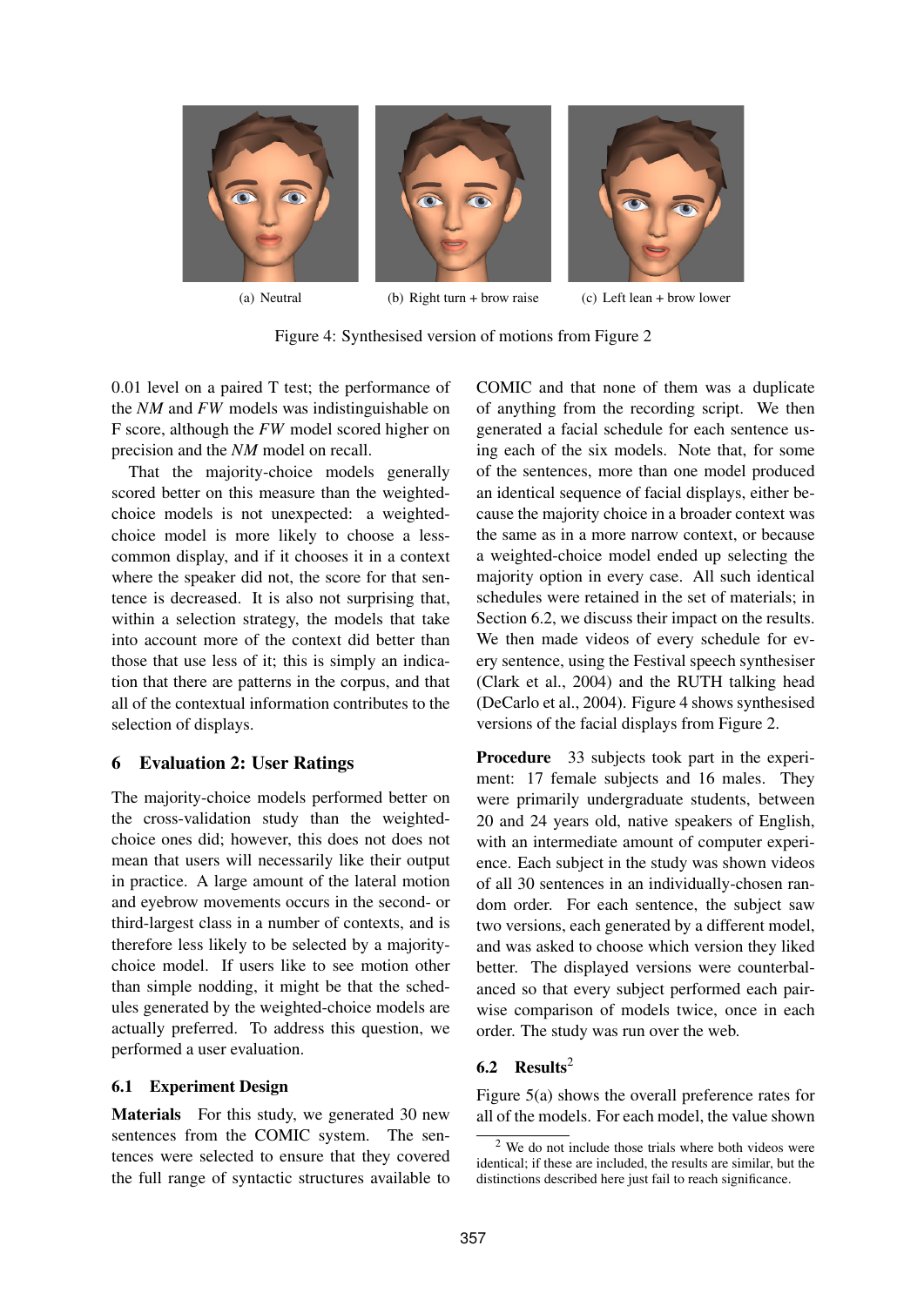(a) Neutral

(b) Right turn + brow raise

(c) Left lean + brow lower

Figure 4: Synthesised version of motions from Figure 2

0.01 level on a paired T test; the performance of the *NM* and *FW* models was indistinguishable on F score, although the *FW* model scored higher on precision and the *NM* model on recall.

That the majority-choice models generally scored better on this measure than the weighted-choice models is not unexpected: a weighted-choice model is more likely to choose a less-common display, and if it chooses it in a context where the speaker did not, the score for that sentence is decreased. It is also not surprising that, within a selection strategy, the models that take into account more of the context did better than those that use less of it; this is simply an indication that there are patterns in the corpus, and that all of the contextual information contributes to the selection of displays.

## 6 Evaluation 2: User Ratings

The majority-choice models performed better on the cross-validation study than the weighted-choice ones did; however, this does not does not mean that users will necessarily like their output in practice. A large amount of the lateral motion and eyebrow movements occurs in the second- or third-largest class in a number of contexts, and is therefore less likely to be selected by a majority-choice model. If users like to see motion other than simple nodding, it might be that the schedules generated by the weighted-choice models are actually preferred. To address this question, we performed a user evaluation.

### 6.1 Experiment Design

**Materials** For this study, we generated 30 new sentences from the COMIC system. The sentences were selected to ensure that they covered the full range of syntactic structures available to COMIC and that none of them was a duplicate of anything from the recording script. We then generated a facial schedule for each sentence using each of the six models. Note that, for some of the sentences, more than one model produced an identical sequence of facial displays, either because the majority choice in a broader context was the same as in a more narrow context, or because a weighted-choice model ended up selecting the majority option in every case. All such identical schedules were retained in the set of materials; in Section 6.2, we discuss their impact on the results. We then made videos of every schedule for every sentence, using the Festival speech synthesiser (Clark et al., 2004) and the RUTH talking head (DeCarlo et al., 2004). Figure 4 shows synthesised versions of the facial displays from Figure 2.

**Procedure** 33 subjects took part in the experiment: 17 female subjects and 16 males. They were primarily undergraduate students, between 20 and 24 years old, native speakers of English, with an intermediate amount of computer experience. Each subject in the study was shown videos of all 30 sentences in an individually-chosen random order. For each sentence, the subject saw two versions, each generated by a different model, and was asked to choose which version they liked better. The displayed versions were counterbalanced so that every subject performed each pairwise comparison of models twice, once in each order. The study was run over the web.

### 6.2 Results[2]

Figure 5(a) shows the overall preference rates for all of the models. For each model, the value shown

[2] We do not include those trials where both videos were identical; if these are included, the results are similar, but the distinctions described here just fail to reach significance.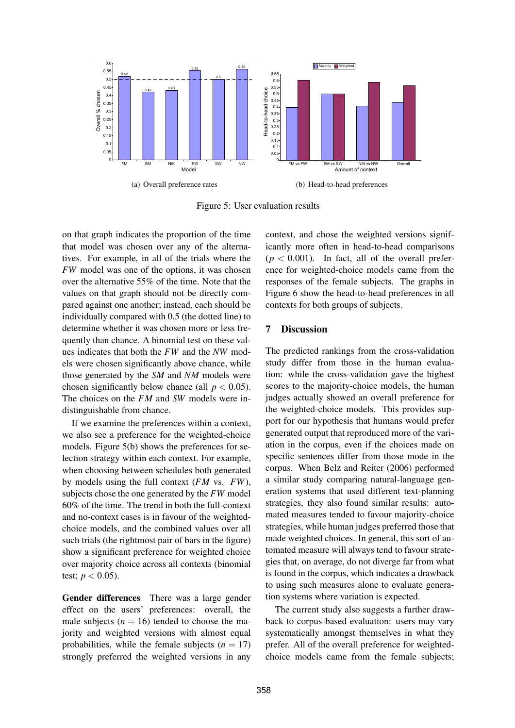(a) Overall preference rates

(b) Head-to-head preferences

Figure 5: User evaluation results

on that graph indicates the proportion of the time that model was chosen over any of the alternatives. For example, in all of the trials where the *FW* model was one of the options, it was chosen over the alternative 55% of the time. Note that the values on that graph should not be directly compared against one another; instead, each should be individually compared with 0.5 (the dotted line) to determine whether it was chosen more or less frequently than chance. A binomial test on these values indicates that both the *FW* and the *NW* models were chosen significantly above chance, while those generated by the *SM* and *NM* models were chosen significantly below chance (all $p < 0.05$). The choices on the *FM* and *SW* models were indistinguishable from chance.

If we examine the preferences within a context, we also see a preference for the weighted-choice models. Figure 5(b) shows the preferences for selection strategy within each context. For example, when choosing between schedules both generated by models using the full context (*FM* vs. *FW*), subjects chose the one generated by the *FW* model 60% of the time. The trend in both the full-context and no-context cases is in favour of the weighted-choice models, and the combined values over all such trials (the rightmost pair of bars in the figure) show a significant preference for weighted choice over majority choice across all contexts (binomial test; $p < 0.05$).

**Gender differences** There was a large gender effect on the users' preferences: overall, the male subjects ($n = 16$) tended to choose the majority and weighted versions with almost equal probabilities, while the female subjects ($n = 17$) strongly preferred the weighted versions in any context, and chose the weighted versions significantly more often in head-to-head comparisons ($p < 0.001$). In fact, all of the overall preference for weighted-choice models came from the responses of the female subjects. The graphs in Figure 6 show the head-to-head preferences in all contexts for both groups of subjects.

## 7 Discussion

The predicted rankings from the cross-validation study differ from those in the human evaluation: while the cross-validation gave the highest scores to the majority-choice models, the human judges actually showed an overall preference for the weighted-choice models. This provides support for our hypothesis that humans would prefer generated output that reproduced more of the variation in the corpus, even if the choices made on specific sentences differ from those mode in the corpus. When Belz and Reiter (2006) performed a similar study comparing natural-language generation systems that used different text-planning strategies, they also found similar results: automated measures tended to favour majority-choice strategies, while human judges preferred those that made weighted choices. In general, this sort of automated measure will always tend to favour strategies that, on average, do not diverge far from what is found in the corpus, which indicates a drawback to using such measures alone to evaluate generation systems where variation is expected.

The current study also suggests a further drawback to corpus-based evaluation: users may vary systematically amongst themselves in what they prefer. All of the overall preference for weighted-choice models came from the female subjects;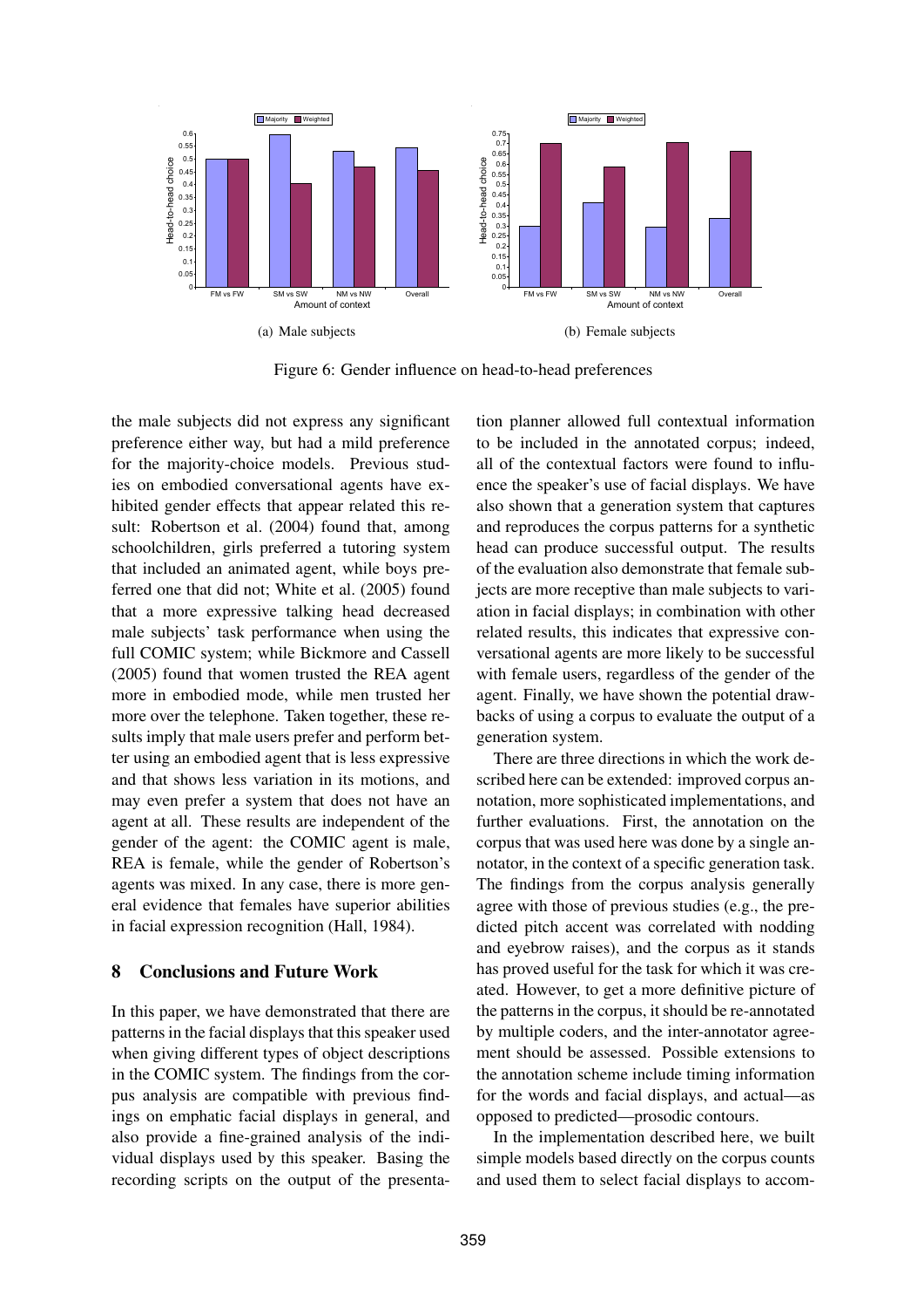(a) Male subjects

(b) Female subjects

Figure 6: Gender influence on head-to-head preferences

the male subjects did not express any significant preference either way, but had a mild preference for the majority-choice models. Previous studies on embodied conversational agents have exhibited gender effects that appear related this result: Robertson et al. (2004) found that, among schoolchildren, girls preferred a tutoring system that included an animated agent, while boys preferred one that did not; White et al. (2005) found that a more expressive talking head decreased male subjects' task performance when using the full COMIC system; while Bickmore and Cassell (2005) found that women trusted the REA agent more in embodied mode, while men trusted her more over the telephone. Taken together, these results imply that male users prefer and perform better using an embodied agent that is less expressive and that shows less variation in its motions, and may even prefer a system that does not have an agent at all. These results are independent of the gender of the agent: the COMIC agent is male, REA is female, while the gender of Robertson's agents was mixed. In any case, there is more general evidence that females have superior abilities in facial expression recognition (Hall, 1984).

## 8 Conclusions and Future Work

In this paper, we have demonstrated that there are patterns in the facial displays that this speaker used when giving different types of object descriptions in the COMIC system. The findings from the corpus analysis are compatible with previous findings on emphatic facial displays in general, and also provide a fine-grained analysis of the individual displays used by this speaker. Basing the recording scripts on the output of the presentation planner allowed full contextual information to be included in the annotated corpus; indeed, all of the contextual factors were found to influence the speaker's use of facial displays. We have also shown that a generation system that captures and reproduces the corpus patterns for a synthetic head can produce successful output. The results of the evaluation also demonstrate that female subjects are more receptive than male subjects to variation in facial displays; in combination with other related results, this indicates that expressive conversational agents are more likely to be successful with female users, regardless of the gender of the agent. Finally, we have shown the potential drawbacks of using a corpus to evaluate the output of a generation system.

There are three directions in which the work described here can be extended: improved corpus annotation, more sophisticated implementations, and further evaluations. First, the annotation on the corpus that was used here was done by a single annotator, in the context of a specific generation task. The findings from the corpus analysis generally agree with those of previous studies (e.g., the predicted pitch accent was correlated with nodding and eyebrow raises), and the corpus as it stands has proved useful for the task for which it was created. However, to get a more definitive picture of the patterns in the corpus, it should be re-annotated by multiple coders, and the inter-annotator agreement should be assessed. Possible extensions to the annotation scheme include timing information for the words and facial displays, and actual—as opposed to predicted—prosodic contours.

In the implementation described here, we built simple models based directly on the corpus counts and used them to select facial displays to accom-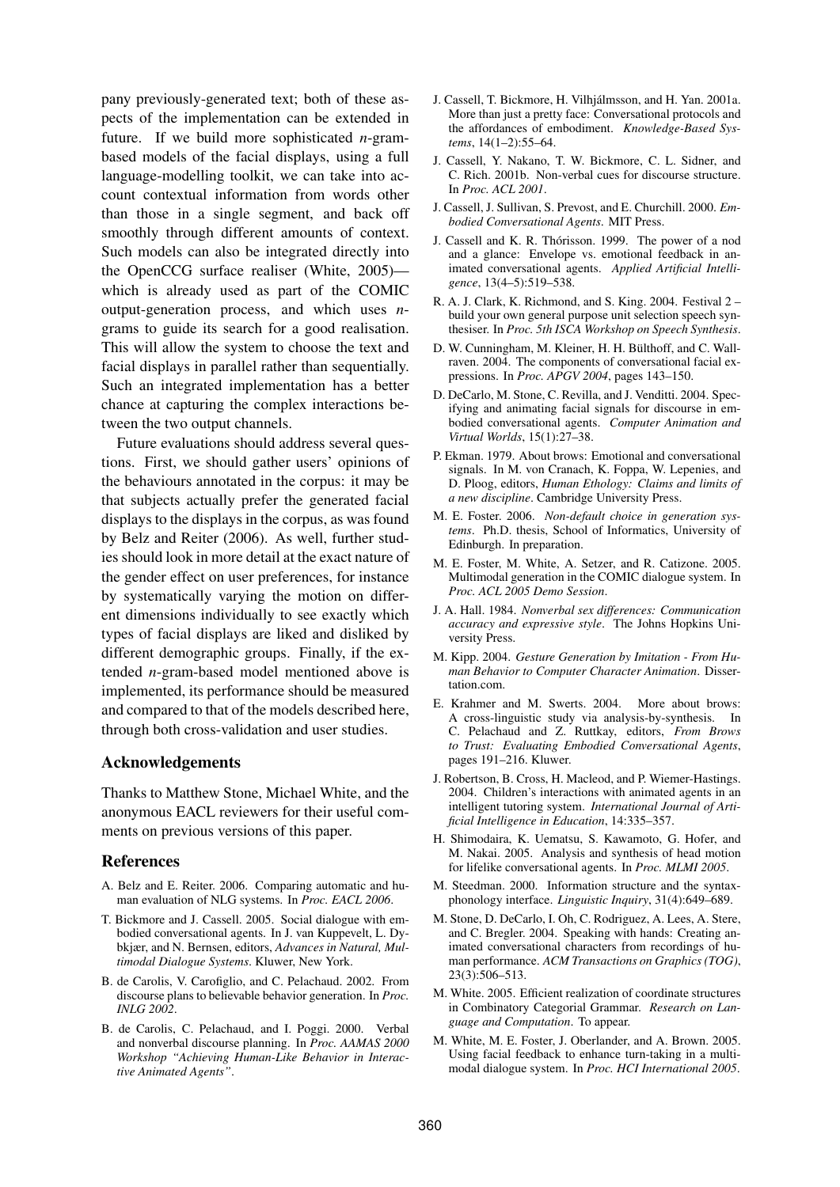pany previously-generated text; both of these aspects of the implementation can be extended in future. If we build more sophisticated *n*-gram-based models of the facial displays, using a full language-modelling toolkit, we can take into account contextual information from words other than those in a single segment, and back off smoothly through different amounts of context. Such models can also be integrated directly into the OpenCCG surface realiser (White, 2005)—which is already used as part of the COMIC output-generation process, and which uses *n*-grams to guide its search for a good realisation. This will allow the system to choose the text and facial displays in parallel rather than sequentially. Such an integrated implementation has a better chance at capturing the complex interactions between the two output channels.

Future evaluations should address several questions. First, we should gather users' opinions of the behaviours annotated in the corpus: it may be that subjects actually prefer the generated facial displays to the displays in the corpus, as was found by Belz and Reiter (2006). As well, further studies should look in more detail at the exact nature of the gender effect on user preferences, for instance by systematically varying the motion on different dimensions individually to see exactly which types of facial displays are liked and disliked by different demographic groups. Finally, if the extended *n*-gram-based model mentioned above is implemented, its performance should be measured and compared to that of the models described here, through both cross-validation and user studies.

## Acknowledgements

Thanks to Matthew Stone, Michael White, and the anonymous EACL reviewers for their useful comments on previous versions of this paper.

## References

A. Belz and E. Reiter. 2006. Comparing automatic and human evaluation of NLG systems. In *Proc. EACL 2006*.

T. Bickmore and J. Cassell. 2005. Social dialogue with embodied conversational agents. In J. van Kuppevelt, L. Dybkjær, and N. Bernsen, editors, *Advances in Natural, Multimodal Dialogue Systems*. Kluwer, New York.

B. de Carolis, V. Carofiglio, and C. Pelachaud. 2002. From discourse plans to believable behavior generation. In *Proc. INLG 2002*.

B. de Carolis, C. Pelachaud, and I. Poggi. 2000. Verbal and nonverbal discourse planning. In *Proc. AAMAS 2000 Workshop "Achieving Human-Like Behavior in Interactive Animated Agents"*.

J. Cassell, T. Bickmore, H. Vilhjálmsson, and H. Yan. 2001a. More than just a pretty face: Conversational protocols and the affordances of embodiment. *Knowledge-Based Systems*, 14(1–2):55–64.

J. Cassell, Y. Nakano, T. W. Bickmore, C. L. Sidner, and C. Rich. 2001b. Non-verbal cues for discourse structure. In *Proc. ACL 2001*.

J. Cassell, J. Sullivan, S. Prevost, and E. Churchill. 2000. *Embodied Conversational Agents*. MIT Press.

J. Cassell and K. R. Thórisson. 1999. The power of a nod and a glance: Envelope vs. emotional feedback in animated conversational agents. *Applied Artificial Intelligence*, 13(4–5):519–538.

R. A. J. Clark, K. Richmond, and S. King. 2004. Festival 2 – build your own general purpose unit selection speech synthesiser. In *Proc. 5th ISCA Workshop on Speech Synthesis*.

D. W. Cunningham, M. Kleiner, H. H. Bülthoff, and C. Wallraven. 2004. The components of conversational facial expressions. In *Proc. APGV 2004*, pages 143–150.

D. DeCarlo, M. Stone, C. Revilla, and J. Venditti. 2004. Specifying and animating facial signals for discourse in embodied conversational agents. *Computer Animation and Virtual Worlds*, 15(1):27–38.

P. Ekman. 1979. About brows: Emotional and conversational signals. In M. von Cranach, K. Foppa, W. Lepenies, and D. Ploog, editors, *Human Ethology: Claims and limits of a new discipline*. Cambridge University Press.

M. E. Foster. 2006. *Non-default choice in generation systems*. Ph.D. thesis, School of Informatics, University of Edinburgh. In preparation.

M. E. Foster, M. White, A. Setzer, and R. Catizone. 2005. Multimodal generation in the COMIC dialogue system. In *Proc. ACL 2005 Demo Session*.

J. A. Hall. 1984. *Nonverbal sex differences: Communication accuracy and expressive style*. The Johns Hopkins University Press.

M. Kipp. 2004. *Gesture Generation by Imitation - From Human Behavior to Computer Character Animation*. Dissertation.com.

E. Krahmer and M. Swerts. 2004. More about brows: A cross-linguistic study via analysis-by-synthesis. In C. Pelachaud and Z. Ruttkay, editors, *From Brows to Trust: Evaluating Embodied Conversational Agents*, pages 191–216. Kluwer.

J. Robertson, B. Cross, H. Macleod, and P. Wiemer-Hastings. 2004. Children's interactions with animated agents in an intelligent tutoring system. *International Journal of Artificial Intelligence in Education*, 14:335–357.

H. Shimodaira, K. Uematsu, S. Kawamoto, G. Hofer, and M. Nakai. 2005. Analysis and synthesis of head motion for lifelike conversational agents. In *Proc. MLMI 2005*.

M. Steedman. 2000. Information structure and the syntax-phonology interface. *Linguistic Inquiry*, 31(4):649–689.

M. Stone, D. DeCarlo, I. Oh, C. Rodriguez, A. Lees, A. Stere, and C. Bregler. 2004. Speaking with hands: Creating animated conversational characters from recordings of human performance. *ACM Transactions on Graphics (TOG)*, 23(3):506–513.

M. White. 2005. Efficient realization of coordinate structures in Combinatory Categorial Grammar. *Research on Language and Computation*. To appear.

M. White, M. E. Foster, J. Oberlander, and A. Brown. 2005. Using facial feedback to enhance turn-taking in a multimodal dialogue system. In *Proc. HCI International 2005*.